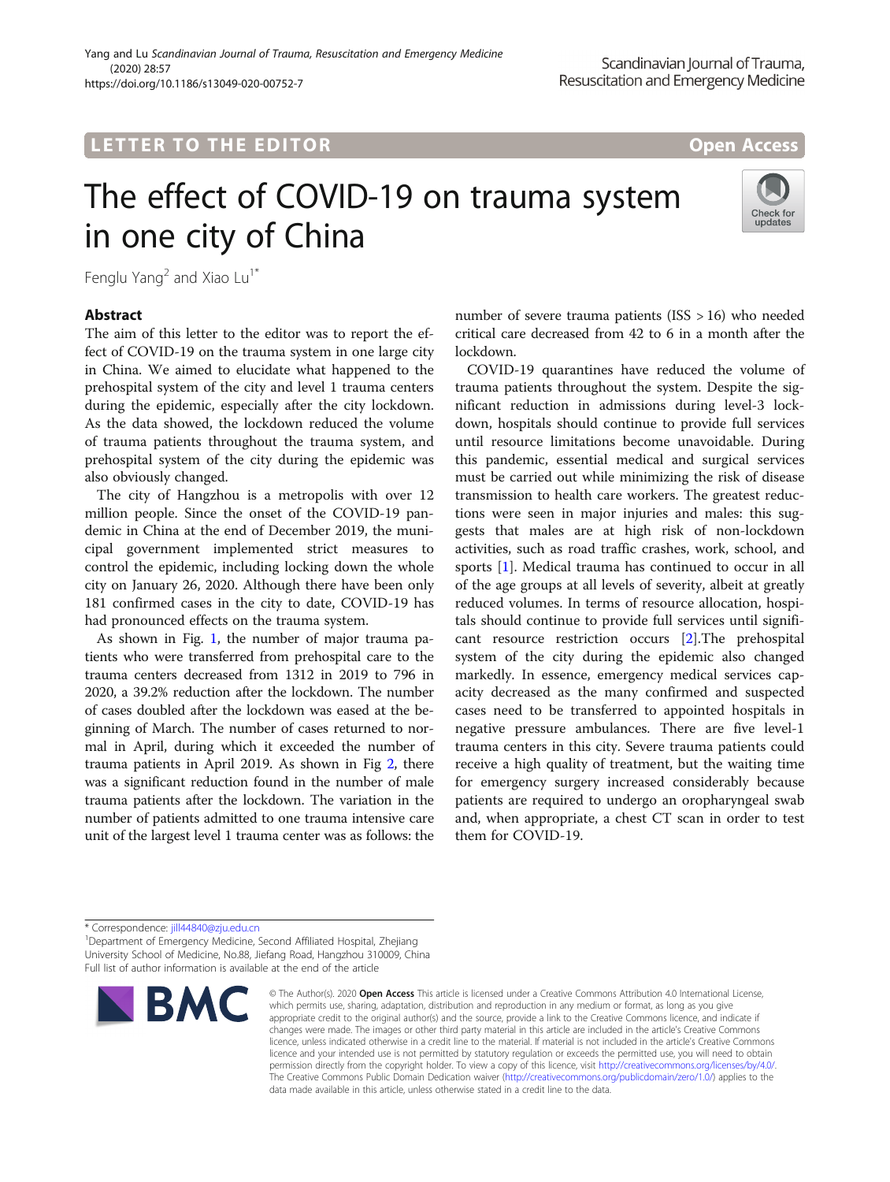LETTER TO THE EDITOR

Open Access

# The effect of COVID-19 on trauma system in one city of China

Fenglu Yang[2] and Xiao Lu[1*]

## Abstract

The aim of this letter to the editor was to report the effect of COVID-19 on the trauma system in one large city in China. We aimed to elucidate what happened to the prehospital system of the city and level 1 trauma centers during the epidemic, especially after the city lockdown. As the data showed, the lockdown reduced the volume of trauma patients throughout the trauma system, and prehospital system of the city during the epidemic was also obviously changed.

The city of Hangzhou is a metropolis with over 12 million people. Since the onset of the COVID-19 pandemic in China at the end of December 2019, the municipal government implemented strict measures to control the epidemic, including locking down the whole city on January 26, 2020. Although there have been only 181 confirmed cases in the city to date, COVID-19 has had pronounced effects on the trauma system.

As shown in Fig. 1, the number of major trauma patients who were transferred from prehospital care to the trauma centers decreased from 1312 in 2019 to 796 in 2020, a 39.2% reduction after the lockdown. The number of cases doubled after the lockdown was eased at the beginning of March. The number of cases returned to normal in April, during which it exceeded the number of trauma patients in April 2019. As shown in Fig 2, there was a significant reduction found in the number of male trauma patients after the lockdown. The variation in the number of patients admitted to one trauma intensive care unit of the largest level 1 trauma center was as follows: the number of severe trauma patients (ISS > 16) who needed critical care decreased from 42 to 6 in a month after the lockdown.

COVID-19 quarantines have reduced the volume of trauma patients throughout the system. Despite the significant reduction in admissions during level-3 lockdown, hospitals should continue to provide full services until resource limitations become unavoidable. During this pandemic, essential medical and surgical services must be carried out while minimizing the risk of disease transmission to health care workers. The greatest reductions were seen in major injuries and males: this suggests that males are at high risk of non-lockdown activities, such as road traffic crashes, work, school, and sports [1]. Medical trauma has continued to occur in all of the age groups at all levels of severity, albeit at greatly reduced volumes. In terms of resource allocation, hospitals should continue to provide full services until significant resource restriction occurs [2].The prehospital system of the city during the epidemic also changed markedly. In essence, emergency medical services capacity decreased as the many confirmed and suspected cases need to be transferred to appointed hospitals in negative pressure ambulances. There are five level-1 trauma centers in this city. Severe trauma patients could receive a high quality of treatment, but the waiting time for emergency surgery increased considerably because patients are required to undergo an oropharyngeal swab and, when appropriate, a chest CT scan in order to test them for COVID-19.

* Correspondence: jill44840@zju.edu.cn
[1]Department of Emergency Medicine, Second Affiliated Hospital, Zhejiang University School of Medicine, No.88, Jiefang Road, Hangzhou 310009, China
Full list of author information is available at the end of the article

© The Author(s). 2020 **Open Access** This article is licensed under a Creative Commons Attribution 4.0 International License, which permits use, sharing, adaptation, distribution and reproduction in any medium or format, as long as you give appropriate credit to the original author(s) and the source, provide a link to the Creative Commons licence, and indicate if changes were made. The images or other third party material in this article are included in the article's Creative Commons licence, unless indicated otherwise in a credit line to the material. If material is not included in the article's Creative Commons licence and your intended use is not permitted by statutory regulation or exceeds the permitted use, you will need to obtain permission directly from the copyright holder. To view a copy of this licence, visit http://creativecommons.org/licenses/by/4.0/. The Creative Commons Public Domain Dedication waiver (http://creativecommons.org/publicdomain/zero/1.0/) applies to the data made available in this article, unless otherwise stated in a credit line to the data.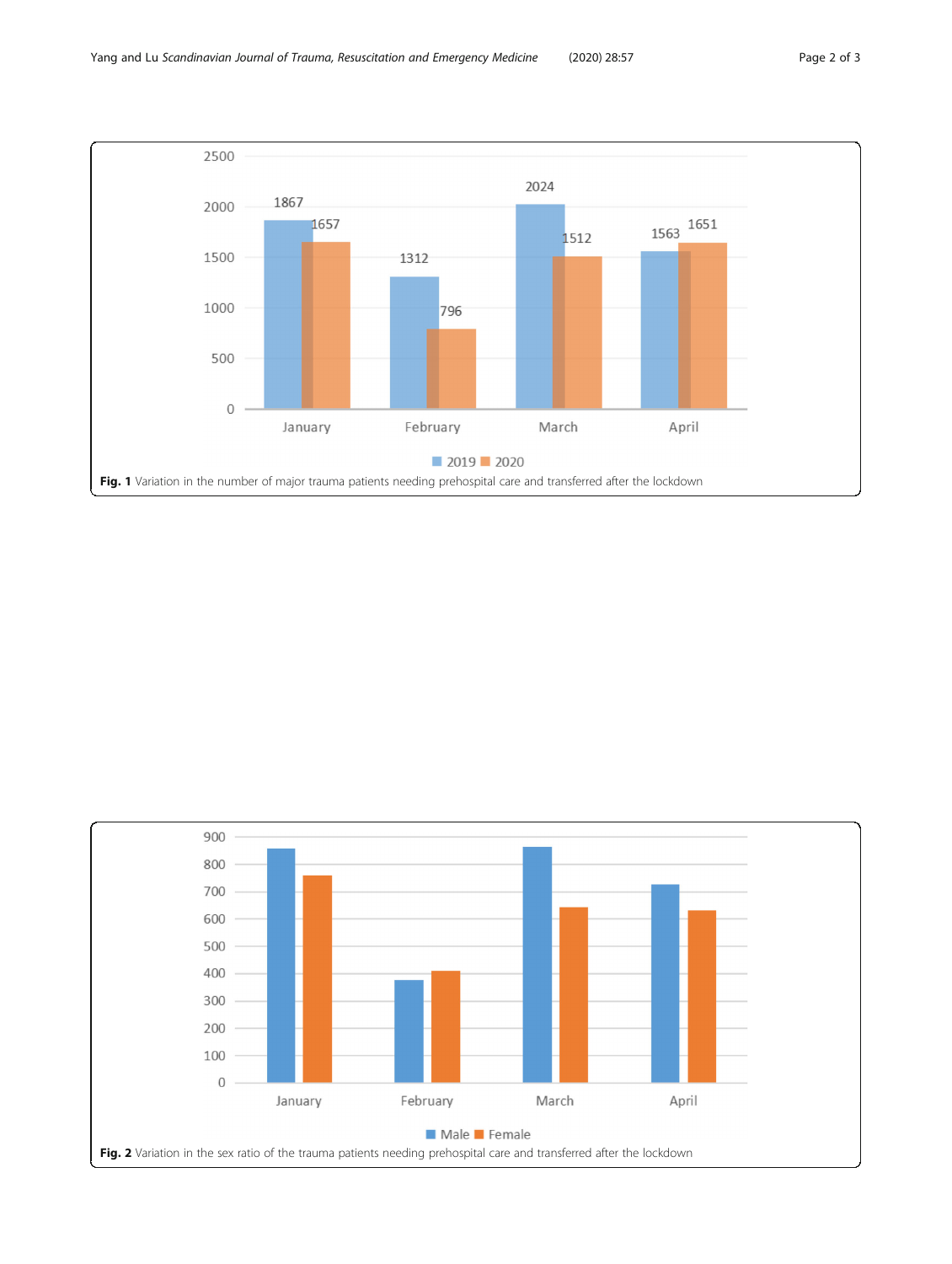Fig. 1 Variation in the number of major trauma patients needing prehospital care and transferred after the lockdown

Fig. 2 Variation in the sex ratio of the trauma patients needing prehospital care and transferred after the lockdown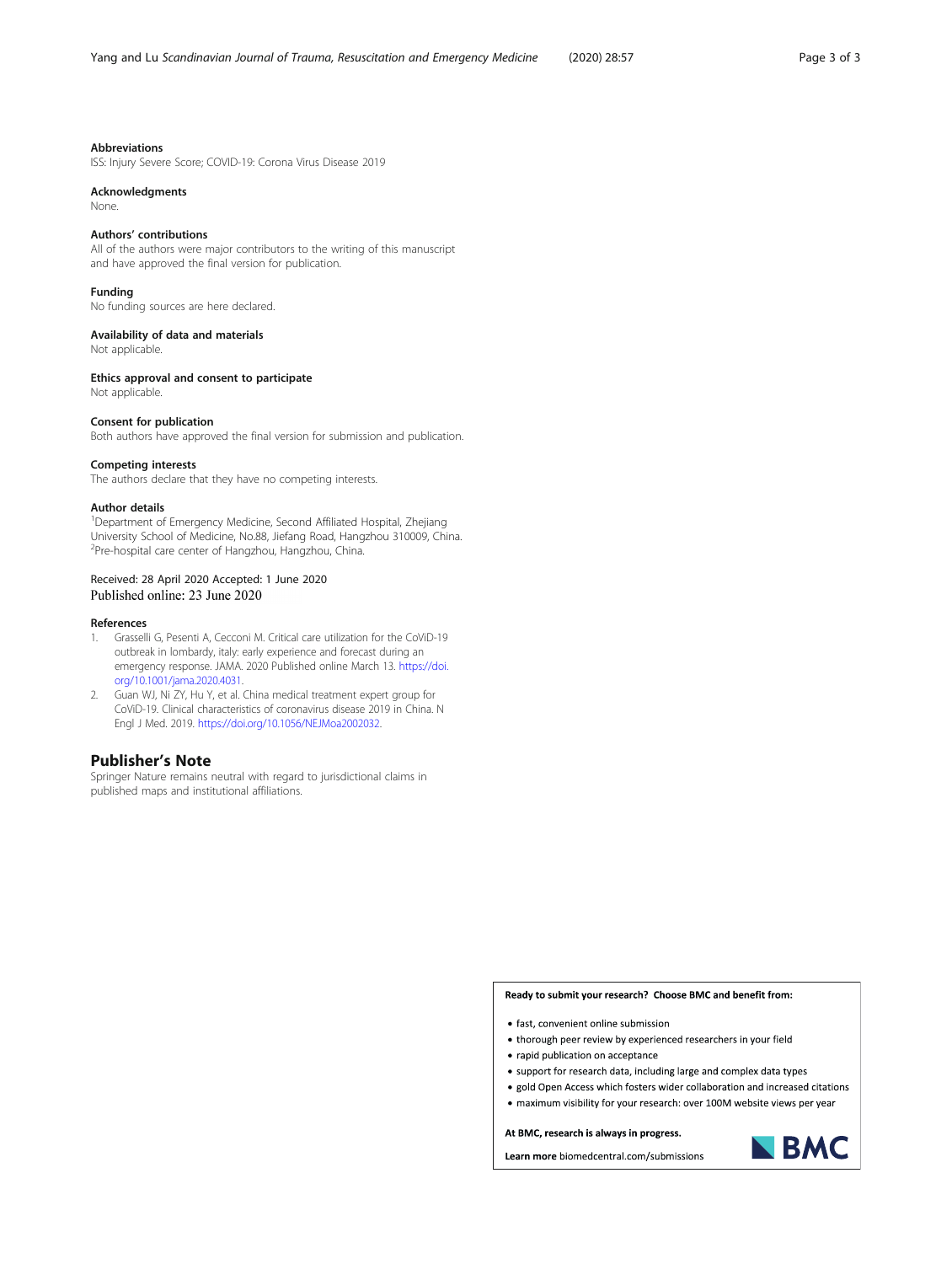### Abbreviations

ISS: Injury Severe Score; COVID-19: Corona Virus Disease 2019

### Acknowledgments

None.

### Authors' contributions

All of the authors were major contributors to the writing of this manuscript and have approved the final version for publication.

### Funding

No funding sources are here declared.

### Availability of data and materials

Not applicable.

### Ethics approval and consent to participate

Not applicable.

### Consent for publication

Both authors have approved the final version for submission and publication.

### Competing interests

The authors declare that they have no competing interests.

### Author details

[1]Department of Emergency Medicine, Second Affiliated Hospital, Zhejiang University School of Medicine, No.88, Jiefang Road, Hangzhou 310009, China. [2]Pre-hospital care center of Hangzhou, Hangzhou, China.

Received: 28 April 2020 Accepted: 1 June 2020
Published online: 23 June 2020

### References

1. Grasselli G, Pesenti A, Cecconi M. Critical care utilization for the CoViD-19 outbreak in lombardy, italy: early experience and forecast during an emergency response. JAMA. 2020 Published online March 13. https://doi.org/10.1001/jama.2020.4031.
2. Guan WJ, Ni ZY, Hu Y, et al. China medical treatment expert group for CoViD-19. Clinical characteristics of coronavirus disease 2019 in China. N Engl J Med. 2019. https://doi.org/10.1056/NEJMoa2002032.

## Publisher's Note

Springer Nature remains neutral with regard to jurisdictional claims in published maps and institutional affiliations.

**Ready to submit your research? Choose BMC and benefit from:**

- fast, convenient online submission
- thorough peer review by experienced researchers in your field
- rapid publication on acceptance
- support for research data, including large and complex data types
- gold Open Access which fosters wider collaboration and increased citations
- maximum visibility for your research: over 100M website views per year

**At BMC, research is always in progress.**

**Learn more** biomedcentral.com/submissions